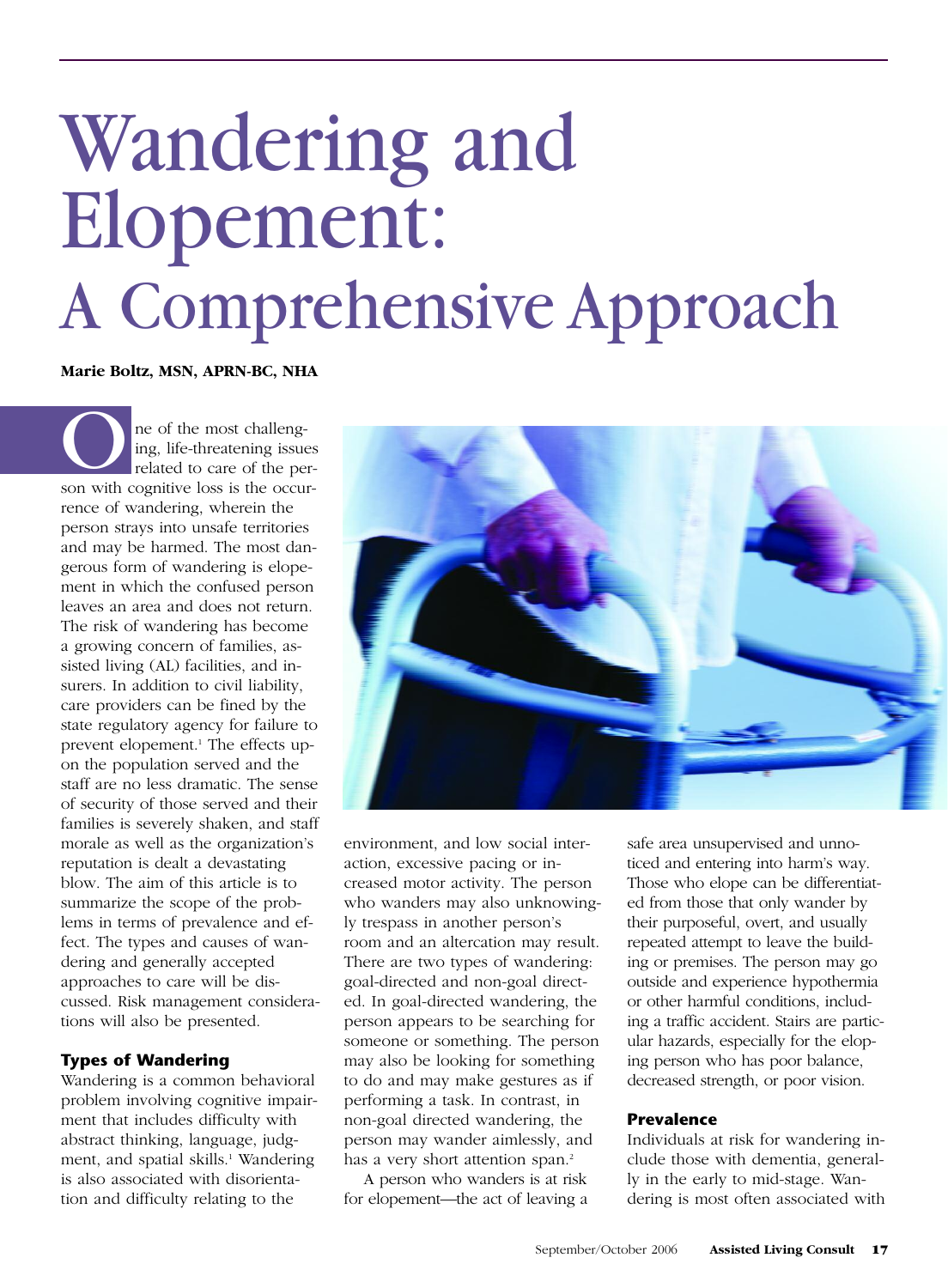# Wandering and Elopement: A Comprehensive Approach

**Marie Boltz, MSN, APRN-BC, NHA**

One of the most challenging, life-threatening issues related to care of the person with cognitive loss is the occurrence of wandering, wherein the person strays into unsafe territories and may be harmed. The most dangerous form of wandering is elopement in which the confused person leaves an area and does not return. The risk of wandering has become a growing concern of families, assisted living (AL) facilities, and insurers. In addition to civil liability, care providers can be fined by the state regulatory agency for failure to prevent elopement.[1] The effects upon the population served and the staff are no less dramatic. The sense of security of those served and their families is severely shaken, and staff morale as well as the organization's reputation is dealt a devastating blow. The aim of this article is to summarize the scope of the problems in terms of prevalence and effect. The types and causes of wandering and generally accepted approaches to care will be discussed. Risk management considerations will also be presented.

## Types of Wandering

Wandering is a common behavioral problem involving cognitive impairment that includes difficulty with abstract thinking, language, judgment, and spatial skills.[1] Wandering is also associated with disorientation and difficulty relating to the environment, and low social interaction, excessive pacing or increased motor activity. The person who wanders may also unknowingly trespass in another person's room and an altercation may result. There are two types of wandering: goal-directed and non-goal directed. In goal-directed wandering, the person appears to be searching for someone or something. The person may also be looking for something to do and may make gestures as if performing a task. In contrast, in non-goal directed wandering, the person may wander aimlessly, and has a very short attention span.[2]

A person who wanders is at risk for elopement—the act of leaving a safe area unsupervised and unnoticed and entering into harm's way. Those who elope can be differentiated from those that only wander by their purposeful, overt, and usually repeated attempt to leave the building or premises. The person may go outside and experience hypothermia or other harmful conditions, including a traffic accident. Stairs are particular hazards, especially for the eloping person who has poor balance, decreased strength, or poor vision.

## Prevalence

Individuals at risk for wandering include those with dementia, generally in the early to mid-stage. Wandering is most often associated with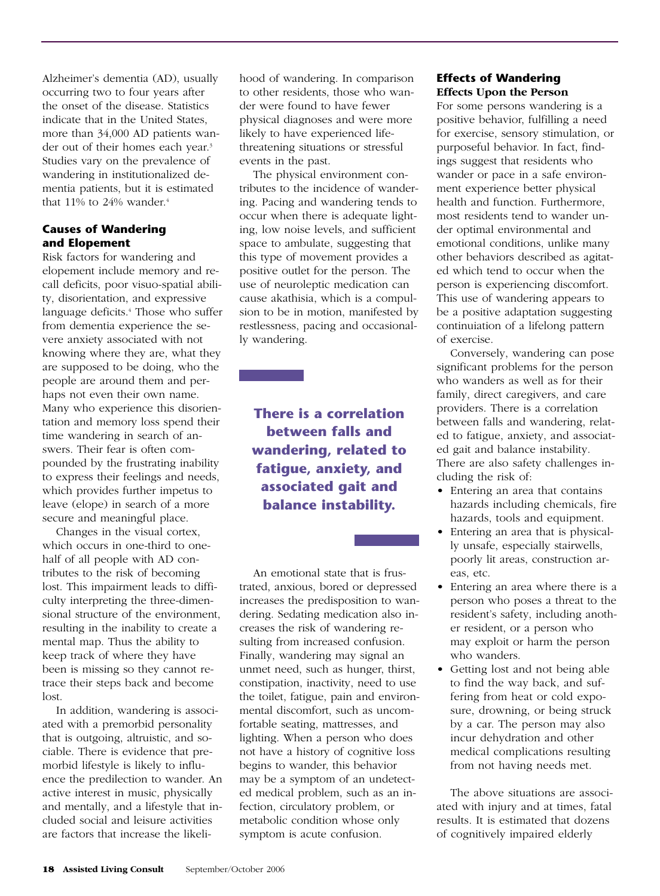Alzheimer's dementia (AD), usually occurring two to four years after the onset of the disease. Statistics indicate that in the United States, more than 34,000 AD patients wander out of their homes each year.[3] Studies vary on the prevalence of wandering in institutionalized dementia patients, but it is estimated that 11% to 24% wander.[4]

### Causes of Wandering and Elopement

Risk factors for wandering and elopement include memory and recall deficits, poor visuo-spatial ability, disorientation, and expressive language deficits.[4] Those who suffer from dementia experience the severe anxiety associated with not knowing where they are, what they are supposed to be doing, who the people are around them and perhaps not even their own name. Many who experience this disorientation and memory loss spend their time wandering in search of answers. Their fear is often compounded by the frustrating inability to express their feelings and needs, which provides further impetus to leave (elope) in search of a more secure and meaningful place.

Changes in the visual cortex, which occurs in one-third to one-half of all people with AD contributes to the risk of becoming lost. This impairment leads to difficulty interpreting the three-dimensional structure of the environment, resulting in the inability to create a mental map. Thus the ability to keep track of where they have been is missing so they cannot retrace their steps back and become lost.

In addition, wandering is associated with a premorbid personality that is outgoing, altruistic, and sociable. There is evidence that premorbid lifestyle is likely to influence the predilection to wander. An active interest in music, physically and mentally, and a lifestyle that included social and leisure activities are factors that increase the likelihood of wandering. In comparison to other residents, those who wander were found to have fewer physical diagnoses and were more likely to have experienced life-threatening situations or stressful events in the past.

The physical environment contributes to the incidence of wandering. Pacing and wandering tends to occur when there is adequate lighting, low noise levels, and sufficient space to ambulate, suggesting that this type of movement provides a positive outlet for the person. The use of neuroleptic medication can cause akathisia, which is a compulsion to be in motion, manifested by restlessness, pacing and occasionally wandering.

**There is a correlation between falls and wandering, related to fatigue, anxiety, and associated gait and balance instability.**

An emotional state that is frustrated, anxious, bored or depressed increases the predisposition to wandering. Sedating medication also increases the risk of wandering resulting from increased confusion. Finally, wandering may signal an unmet need, such as hunger, thirst, constipation, inactivity, need to use the toilet, fatigue, pain and environmental discomfort, such as uncomfortable seating, mattresses, and lighting. When a person who does not have a history of cognitive loss begins to wander, this behavior may be a symptom of an undetected medical problem, such as an infection, circulatory problem, or metabolic condition whose only symptom is acute confusion.

### Effects of Wandering

#### Effects Upon the Person

For some persons wandering is a positive behavior, fulfilling a need for exercise, sensory stimulation, or purposeful behavior. In fact, findings suggest that residents who wander or pace in a safe environment experience better physical health and function. Furthermore, most residents tend to wander under optimal environmental and emotional conditions, unlike many other behaviors described as agitated which tend to occur when the person is experiencing discomfort. This use of wandering appears to be a positive adaptation suggesting continuiation of a lifelong pattern of exercise.

Conversely, wandering can pose significant problems for the person who wanders as well as for their family, direct caregivers, and care providers. There is a correlation between falls and wandering, related to fatigue, anxiety, and associated gait and balance instability. There are also safety challenges including the risk of:

- Entering an area that contains hazards including chemicals, fire hazards, tools and equipment.
- Entering an area that is physically unsafe, especially stairwells, poorly lit areas, construction areas, etc.
- Entering an area where there is a person who poses a threat to the resident's safety, including another resident, or a person who may exploit or harm the person who wanders.
- Getting lost and not being able to find the way back, and suffering from heat or cold exposure, drowning, or being struck by a car. The person may also incur dehydration and other medical complications resulting from not having needs met.

The above situations are associated with injury and at times, fatal results. It is estimated that dozens of cognitively impaired elderly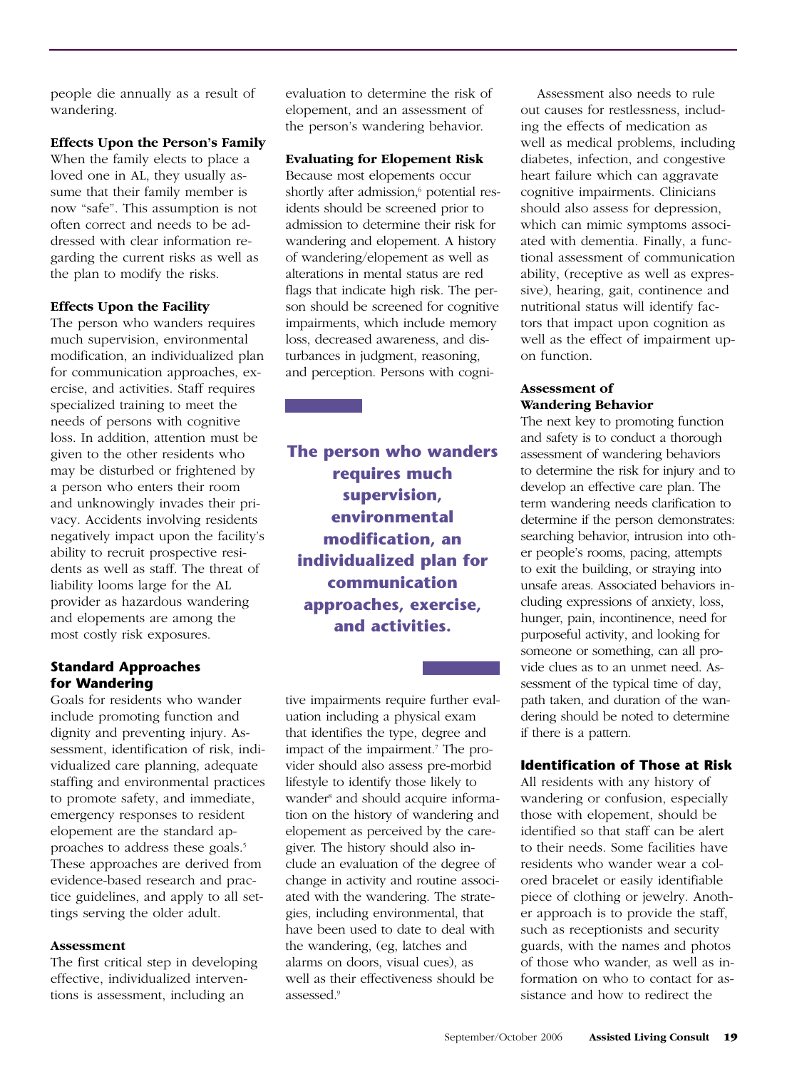people die annually as a result of wandering.

**Effects Upon the Person's Family**

When the family elects to place a loved one in AL, they usually assume that their family member is now "safe". This assumption is not often correct and needs to be addressed with clear information regarding the current risks as well as the plan to modify the risks.

**Effects Upon the Facility**

The person who wanders requires much supervision, environmental modification, an individualized plan for communication approaches, exercise, and activities. Staff requires specialized training to meet the needs of persons with cognitive loss. In addition, attention must be given to the other residents who may be disturbed or frightened by a person who enters their room and unknowingly invades their privacy. Accidents involving residents negatively impact upon the facility's ability to recruit prospective residents as well as staff. The threat of liability looms large for the AL provider as hazardous wandering and elopements are among the most costly risk exposures.

## Standard Approaches for Wandering

Goals for residents who wander include promoting function and dignity and preventing injury. Assessment, identification of risk, individualized care planning, adequate staffing and environmental practices to promote safety, and immediate, emergency responses to resident elopement are the standard approaches to address these goals.[5] These approaches are derived from evidence-based research and practice guidelines, and apply to all settings serving the older adult.

**Assessment**

The first critical step in developing effective, individualized interventions is assessment, including an evaluation to determine the risk of elopement, and an assessment of the person's wandering behavior.

**Evaluating for Elopement Risk**

Because most elopements occur shortly after admission,[6] potential residents should be screened prior to admission to determine their risk for wandering and elopement. A history of wandering/elopement as well as alterations in mental status are red flags that indicate high risk. The person should be screened for cognitive impairments, which include memory loss, decreased awareness, and disturbances in judgment, reasoning, and perception. Persons with cognitive impairments require further evaluation including a physical exam that identifies the type, degree and impact of the impairment.[7] The provider should also assess pre-morbid lifestyle to identify those likely to wander[8] and should acquire information on the history of wandering and elopement as perceived by the caregiver. The history should also include an evaluation of the degree of change in activity and routine associated with the wandering. The strategies, including environmental, that have been used to date to deal with the wandering, (eg, latches and alarms on doors, visual cues), as well as their effectiveness should be assessed.[9]

**The person who wanders requires much supervision, environmental modification, an individualized plan for communication approaches, exercise, and activities.**

Assessment also needs to rule out causes for restlessness, including the effects of medication as well as medical problems, including diabetes, infection, and congestive heart failure which can aggravate cognitive impairments. Clinicians should also assess for depression, which can mimic symptoms associated with dementia. Finally, a functional assessment of communication ability, (receptive as well as expressive), hearing, gait, continence and nutritional status will identify factors that impact upon cognition as well as the effect of impairment upon function.

**Assessment of Wandering Behavior**

The next key to promoting function and safety is to conduct a thorough assessment of wandering behaviors to determine the risk for injury and to develop an effective care plan. The term wandering needs clarification to determine if the person demonstrates: searching behavior, intrusion into other people's rooms, pacing, attempts to exit the building, or straying into unsafe areas. Associated behaviors including expressions of anxiety, loss, hunger, pain, incontinence, need for purposeful activity, and looking for someone or something, can all provide clues as to an unmet need. Assessment of the typical time of day, path taken, and duration of the wandering should be noted to determine if there is a pattern.

## Identification of Those at Risk

All residents with any history of wandering or confusion, especially those with elopement, should be identified so that staff can be alert to their needs. Some facilities have residents who wander wear a colored bracelet or easily identifiable piece of clothing or jewelry. Another approach is to provide the staff, such as receptionists and security guards, with the names and photos of those who wander, as well as information on who to contact for assistance and how to redirect the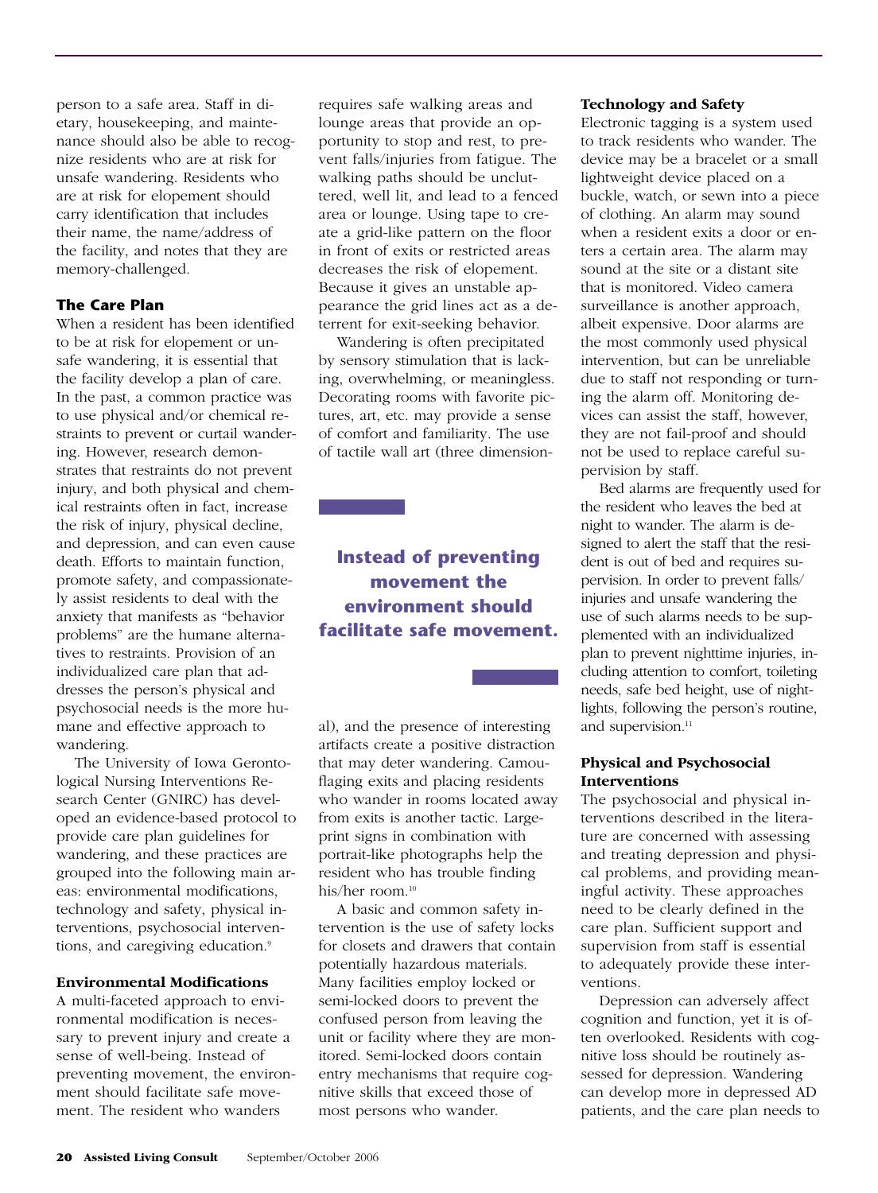person to a safe area. Staff in dietary, housekeeping, and maintenance should also be able to recognize residents who are at risk for unsafe wandering. Residents who are at risk for elopement should carry identification that includes their name, the name/address of the facility, and notes that they are memory-challenged.

## The Care Plan

When a resident has been identified to be at risk for elopement or unsafe wandering, it is essential that the facility develop a plan of care. In the past, a common practice was to use physical and/or chemical restraints to prevent or curtail wandering. However, research demonstrates that restraints do not prevent injury, and both physical and chemical restraints often in fact, increase the risk of injury, physical decline, and depression, and can even cause death. Efforts to maintain function, promote safety, and compassionately assist residents to deal with the anxiety that manifests as "behavior problems" are the humane alternatives to restraints. Provision of an individualized care plan that addresses the person's physical and psychosocial needs is the more humane and effective approach to wandering.

The University of Iowa Gerontological Nursing Interventions Research Center (GNIRC) has developed an evidence-based protocol to provide care plan guidelines for wandering, and these practices are grouped into the following main areas: environmental modifications, technology and safety, physical interventions, psychosocial interventions, and caregiving education.[9]

### Environmental Modifications

A multi-faceted approach to environmental modification is necessary to prevent injury and create a sense of well-being. Instead of preventing movement, the environment should facilitate safe movement. The resident who wanders requires safe walking areas and lounge areas that provide an opportunity to stop and rest, to prevent falls/injuries from fatigue. The walking paths should be uncluttered, well lit, and lead to a fenced area or lounge. Using tape to create a grid-like pattern on the floor in front of exits or restricted areas decreases the risk of elopement. Because it gives an unstable appearance the grid lines act as a deterrent for exit-seeking behavior.

Wandering is often precipitated by sensory stimulation that is lacking, overwhelming, or meaningless. Decorating rooms with favorite pictures, art, etc. may provide a sense of comfort and familiarity. The use of tactile wall art (three dimensional), and the presence of interesting artifacts create a positive distraction that may deter wandering. Camouflaging exits and placing residents who wander in rooms located away from exits is another tactic. Large-print signs in combination with portrait-like photographs help the resident who has trouble finding his/her room.[10]

> **Instead of preventing movement the environment should facilitate safe movement.**

A basic and common safety intervention is the use of safety locks for closets and drawers that contain potentially hazardous materials. Many facilities employ locked or semi-locked doors to prevent the confused person from leaving the unit or facility where they are monitored. Semi-locked doors contain entry mechanisms that require cognitive skills that exceed those of most persons who wander.

### Technology and Safety

Electronic tagging is a system used to track residents who wander. The device may be a bracelet or a small lightweight device placed on a buckle, watch, or sewn into a piece of clothing. An alarm may sound when a resident exits a door or enters a certain area. The alarm may sound at the site or a distant site that is monitored. Video camera surveillance is another approach, albeit expensive. Door alarms are the most commonly used physical intervention, but can be unreliable due to staff not responding or turning the alarm off. Monitoring devices can assist the staff, however, they are not fail-proof and should not be used to replace careful supervision by staff.

Bed alarms are frequently used for the resident who leaves the bed at night to wander. The alarm is designed to alert the staff that the resident is out of bed and requires supervision. In order to prevent falls/injuries and unsafe wandering the use of such alarms needs to be supplemented with an individualized plan to prevent nighttime injuries, including attention to comfort, toileting needs, safe bed height, use of nightlights, following the person's routine, and supervision.[11]

### Physical and Psychosocial Interventions

The psychosocial and physical interventions described in the literature are concerned with assessing and treating depression and physical problems, and providing meaningful activity. These approaches need to be clearly defined in the care plan. Sufficient support and supervision from staff is essential to adequately provide these interventions.

Depression can adversely affect cognition and function, yet it is often overlooked. Residents with cognitive loss should be routinely assessed for depression. Wandering can develop more in depressed AD patients, and the care plan needs to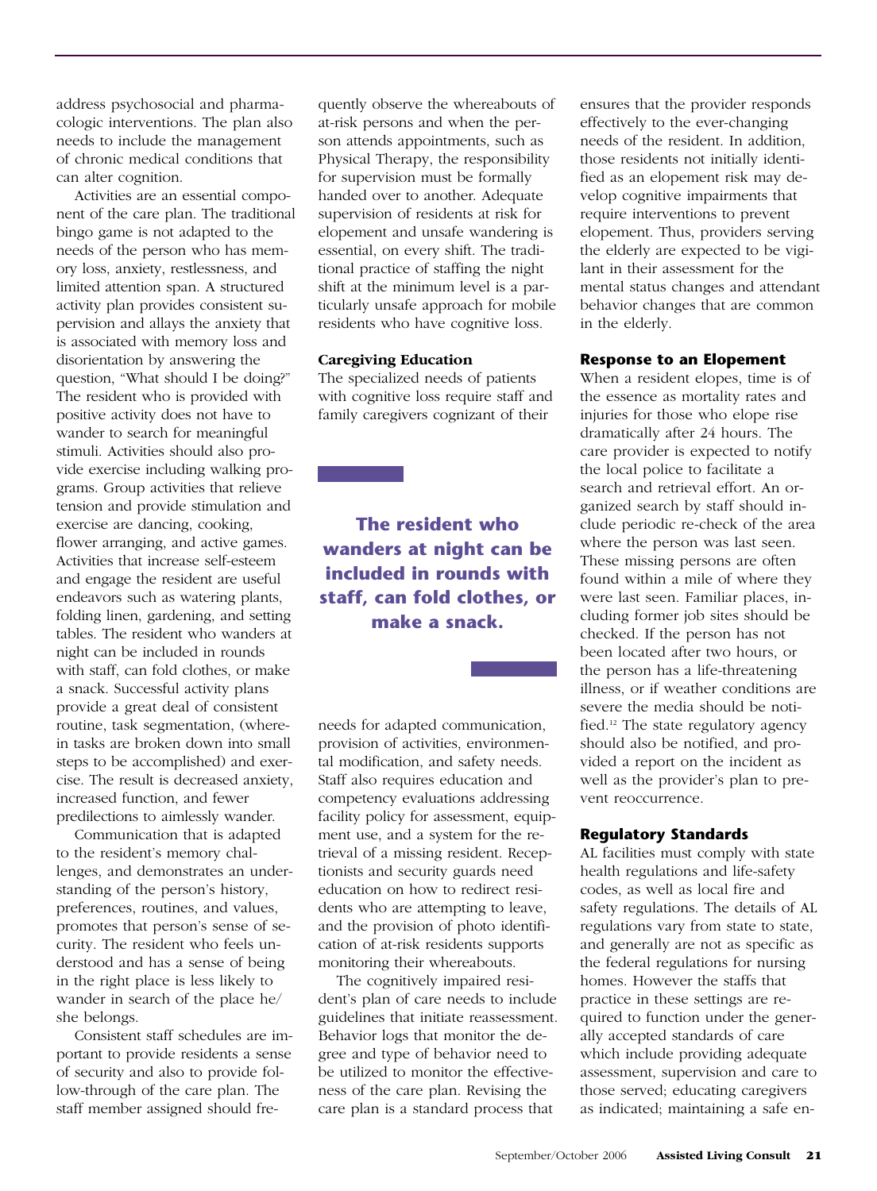address psychosocial and pharmacologic interventions. The plan also needs to include the management of chronic medical conditions that can alter cognition.

Activities are an essential component of the care plan. The traditional bingo game is not adapted to the needs of the person who has memory loss, anxiety, restlessness, and limited attention span. A structured activity plan provides consistent supervision and allays the anxiety that is associated with memory loss and disorientation by answering the question, "What should I be doing?" The resident who is provided with positive activity does not have to wander to search for meaningful stimuli. Activities should also provide exercise including walking programs. Group activities that relieve tension and provide stimulation and exercise are dancing, cooking, flower arranging, and active games. Activities that increase self-esteem and engage the resident are useful endeavors such as watering plants, folding linen, gardening, and setting tables. The resident who wanders at night can be included in rounds with staff, can fold clothes, or make a snack. Successful activity plans provide a great deal of consistent routine, task segmentation, (wherein tasks are broken down into small steps to be accomplished) and exercise. The result is decreased anxiety, increased function, and fewer predilections to aimlessly wander.

Communication that is adapted to the resident's memory challenges, and demonstrates an understanding of the person's history, preferences, routines, and values, promotes that person's sense of security. The resident who feels understood and has a sense of being in the right place is less likely to wander in search of the place he/she belongs.

Consistent staff schedules are important to provide residents a sense of security and also to provide follow-through of the care plan. The staff member assigned should frequently observe the whereabouts of at-risk persons and when the person attends appointments, such as Physical Therapy, the responsibility for supervision must be formally handed over to another. Adequate supervision of residents at risk for elopement and unsafe wandering is essential, on every shift. The traditional practice of staffing the night shift at the minimum level is a particularly unsafe approach for mobile residents who have cognitive loss.

**Caregiving Education**

The specialized needs of patients with cognitive loss require staff and family caregivers cognizant of their needs for adapted communication, provision of activities, environmental modification, and safety needs. Staff also requires education and competency evaluations addressing facility policy for assessment, equipment use, and a system for the retrieval of a missing resident. Receptionists and security guards need education on how to redirect residents who are attempting to leave, and the provision of photo identification of at-risk residents supports monitoring their whereabouts.

> **The resident who wanders at night can be included in rounds with staff, can fold clothes, or make a snack.**

The cognitively impaired resident's plan of care needs to include guidelines that initiate reassessment. Behavior logs that monitor the degree and type of behavior need to be utilized to monitor the effectiveness of the care plan. Revising the care plan is a standard process that ensures that the provider responds effectively to the ever-changing needs of the resident. In addition, those residents not initially identified as an elopement risk may develop cognitive impairments that require interventions to prevent elopement. Thus, providers serving the elderly are expected to be vigilant in their assessment for the mental status changes and attendant behavior changes that are common in the elderly.

## Response to an Elopement

When a resident elopes, time is of the essence as mortality rates and injuries for those who elope rise dramatically after 24 hours. The care provider is expected to notify the local police to facilitate a search and retrieval effort. An organized search by staff should include periodic re-check of the area where the person was last seen. These missing persons are often found within a mile of where they were last seen. Familiar places, including former job sites should be checked. If the person has not been located after two hours, or the person has a life-threatening illness, or if weather conditions are severe the media should be notified.[12] The state regulatory agency should also be notified, and provided a report on the incident as well as the provider's plan to prevent reoccurrence.

## Regulatory Standards

AL facilities must comply with state health regulations and life-safety codes, as well as local fire and safety regulations. The details of AL regulations vary from state to state, and generally are not as specific as the federal regulations for nursing homes. However the staffs that practice in these settings are required to function under the generally accepted standards of care which include providing adequate assessment, supervision and care to those served; educating caregivers as indicated; maintaining a safe en-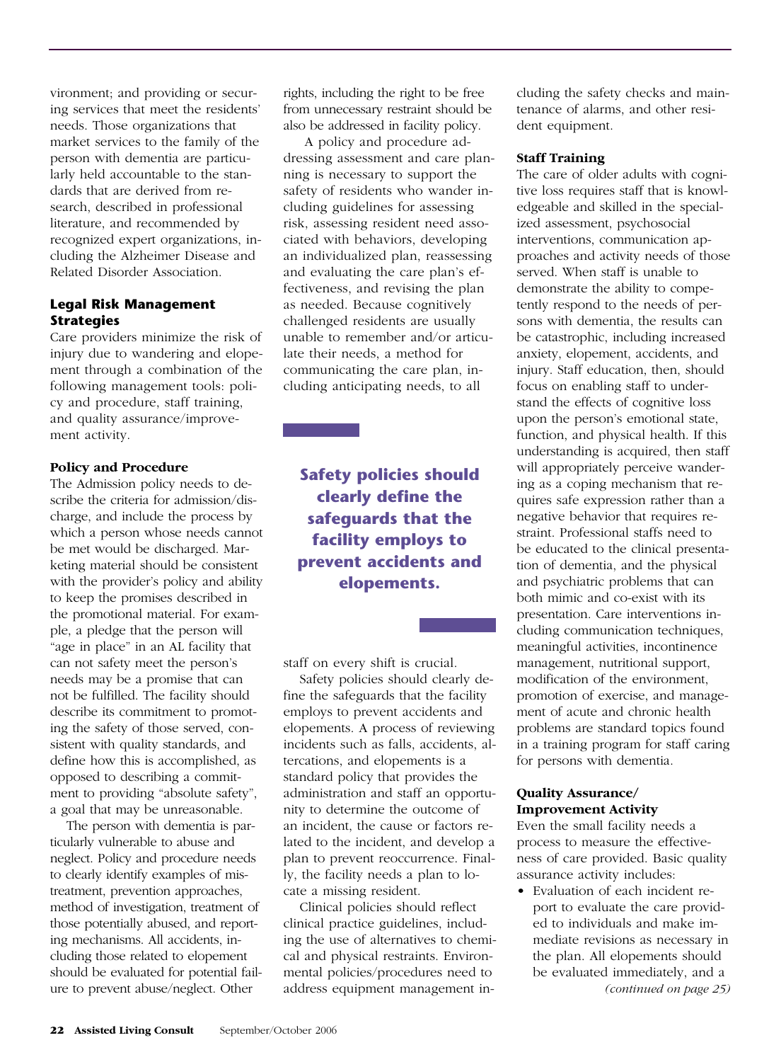vironment; and providing or securing services that meet the residents' needs. Those organizations that market services to the family of the person with dementia are particularly held accountable to the standards that are derived from research, described in professional literature, and recommended by recognized expert organizations, including the Alzheimer Disease and Related Disorder Association.

## Legal Risk Management Strategies

Care providers minimize the risk of injury due to wandering and elopement through a combination of the following management tools: policy and procedure, staff training, and quality assurance/improvement activity.

### Policy and Procedure

The Admission policy needs to describe the criteria for admission/discharge, and include the process by which a person whose needs cannot be met would be discharged. Marketing material should be consistent with the provider's policy and ability to keep the promises described in the promotional material. For example, a pledge that the person will "age in place" in an AL facility that can not safety meet the person's needs may be a promise that can not be fulfilled. The facility should describe its commitment to promoting the safety of those served, consistent with quality standards, and define how this is accomplished, as opposed to describing a commitment to providing "absolute safety", a goal that may be unreasonable.

The person with dementia is particularly vulnerable to abuse and neglect. Policy and procedure needs to clearly identify examples of mistreatment, prevention approaches, method of investigation, treatment of those potentially abused, and reporting mechanisms. All accidents, including those related to elopement should be evaluated for potential failure to prevent abuse/neglect. Other rights, including the right to be free from unnecessary restraint should be also be addressed in facility policy.

A policy and procedure addressing assessment and care planning is necessary to support the safety of residents who wander including guidelines for assessing risk, assessing resident need associated with behaviors, developing an individualized plan, reassessing and evaluating the care plan's effectiveness, and revising the plan as needed. Because cognitively challenged residents are usually unable to remember and/or articulate their needs, a method for communicating the care plan, including anticipating needs, to all staff on every shift is crucial.

**Safety policies should clearly define the safeguards that the facility employs to prevent accidents and elopements.**

Safety policies should clearly define the safeguards that the facility employs to prevent accidents and elopements. A process of reviewing incidents such as falls, accidents, altercations, and elopements is a standard policy that provides the administration and staff an opportunity to determine the outcome of an incident, the cause or factors related to the incident, and develop a plan to prevent reoccurrence. Finally, the facility needs a plan to locate a missing resident.

Clinical policies should reflect clinical practice guidelines, including the use of alternatives to chemical and physical restraints. Environmental policies/procedures need to address equipment management including the safety checks and maintenance of alarms, and other resident equipment.

### Staff Training

The care of older adults with cognitive loss requires staff that is knowledgeable and skilled in the specialized assessment, psychosocial interventions, communication approaches and activity needs of those served. When staff is unable to demonstrate the ability to competently respond to the needs of persons with dementia, the results can be catastrophic, including increased anxiety, elopement, accidents, and injury. Staff education, then, should focus on enabling staff to understand the effects of cognitive loss upon the person's emotional state, function, and physical health. If this understanding is acquired, then staff will appropriately perceive wandering as a coping mechanism that requires safe expression rather than a negative behavior that requires restraint. Professional staffs need to be educated to the clinical presentation of dementia, and the physical and psychiatric problems that can both mimic and co-exist with its presentation. Care interventions including communication techniques, meaningful activities, incontinence management, nutritional support, modification of the environment, promotion of exercise, and management of acute and chronic health problems are standard topics found in a training program for staff caring for persons with dementia.

### Quality Assurance/ Improvement Activity

Even the small facility needs a process to measure the effectiveness of care provided. Basic quality assurance activity includes:

- Evaluation of each incident report to evaluate the care provided to individuals and make immediate revisions as necessary in the plan. All elopements should be evaluated immediately, and a

*(continued on page 25)*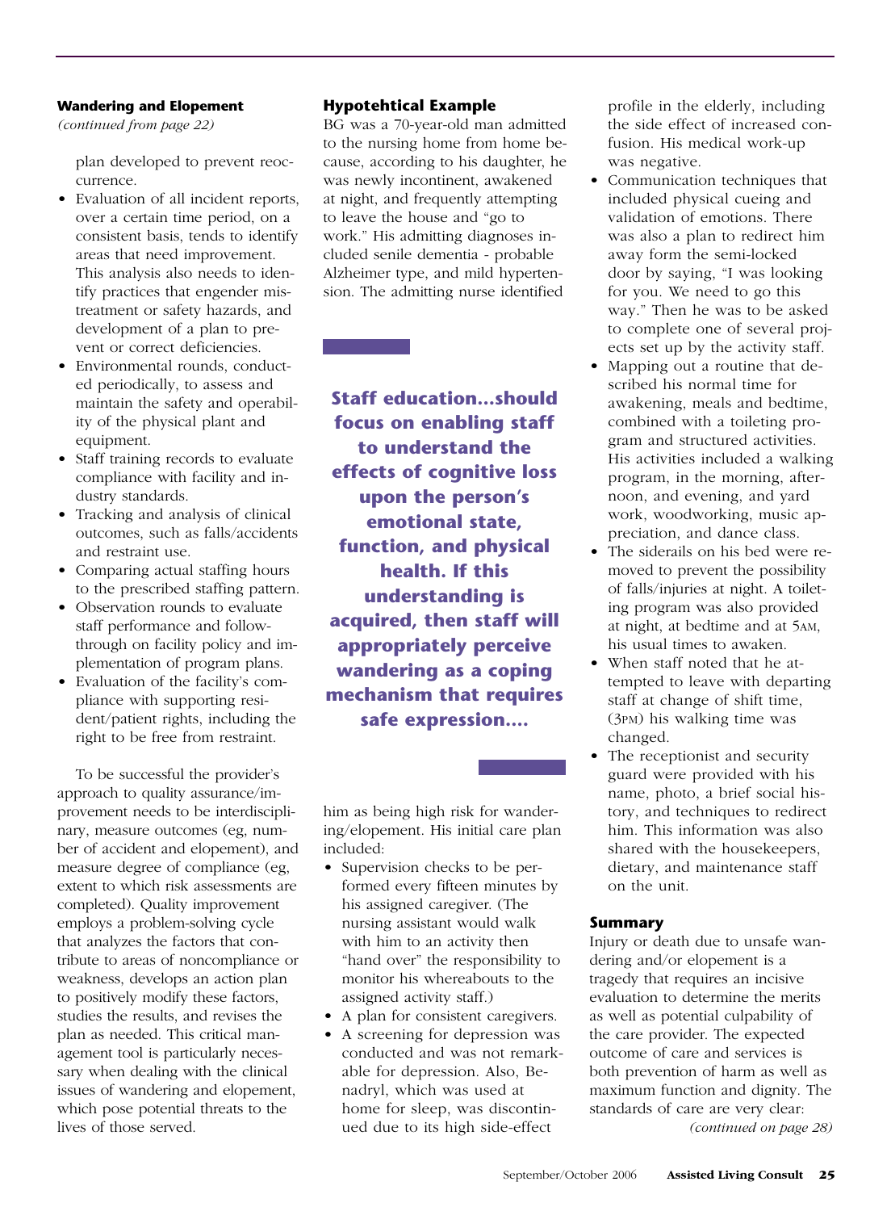### Wandering and Elopement

*(continued from page 22)*

plan developed to prevent reoccurrence.

- Evaluation of all incident reports, over a certain time period, on a consistent basis, tends to identify areas that need improvement. This analysis also needs to identify practices that engender mistreatment or safety hazards, and development of a plan to prevent or correct deficiencies.
- Environmental rounds, conducted periodically, to assess and maintain the safety and operability of the physical plant and equipment.
- Staff training records to evaluate compliance with facility and industry standards.
- Tracking and analysis of clinical outcomes, such as falls/accidents and restraint use.
- Comparing actual staffing hours to the prescribed staffing pattern.
- Observation rounds to evaluate staff performance and follow-through on facility policy and implementation of program plans.
- Evaluation of the facility's compliance with supporting resident/patient rights, including the right to be free from restraint.

To be successful the provider's approach to quality assurance/improvement needs to be interdisciplinary, measure outcomes (eg, number of accident and elopement), and measure degree of compliance (eg, extent to which risk assessments are completed). Quality improvement employs a problem-solving cycle that analyzes the factors that contribute to areas of noncompliance or weakness, develops an action plan to positively modify these factors, studies the results, and revises the plan as needed. This critical management tool is particularly necessary when dealing with the clinical issues of wandering and elopement, which pose potential threats to the lives of those served.

### Hypotehtical Example

BG was a 70-year-old man admitted to the nursing home from home because, according to his daughter, he was newly incontinent, awakened at night, and frequently attempting to leave the house and "go to work." His admitting diagnoses included senile dementia - probable Alzheimer type, and mild hypertension. The admitting nurse identified him as being high risk for wandering/elopement. His initial care plan included:

**Staff education…should focus on enabling staff to understand the effects of cognitive loss upon the person's emotional state, function, and physical health. If this understanding is acquired, then staff will appropriately perceive wandering as a coping mechanism that requires safe expression….**

- Supervision checks to be performed every fifteen minutes by his assigned caregiver. (The nursing assistant would walk with him to an activity then "hand over" the responsibility to monitor his whereabouts to the assigned activity staff.)
- A plan for consistent caregivers.
- A screening for depression was conducted and was not remarkable for depression. Also, Benadryl, which was used at home for sleep, was discontinued due to its high side-effect profile in the elderly, including the side effect of increased confusion. His medical work-up was negative.
- Communication techniques that included physical cueing and validation of emotions. There was also a plan to redirect him away form the semi-locked door by saying, "I was looking for you. We need to go this way." Then he was to be asked to complete one of several projects set up by the activity staff.
- Mapping out a routine that described his normal time for awakening, meals and bedtime, combined with a toileting program and structured activities. His activities included a walking program, in the morning, afternoon, and evening, and yard work, woodworking, music appreciation, and dance class.
- The siderails on his bed were removed to prevent the possibility of falls/injuries at night. A toileting program was also provided at night, at bedtime and at 5AM, his usual times to awaken.
- When staff noted that he attempted to leave with departing staff at change of shift time, (3PM) his walking time was changed.
- The receptionist and security guard were provided with his name, photo, a brief social history, and techniques to redirect him. This information was also shared with the housekeepers, dietary, and maintenance staff on the unit.

### Summary

Injury or death due to unsafe wandering and/or elopement is a tragedy that requires an incisive evaluation to determine the merits as well as potential culpability of the care provider. The expected outcome of care and services is both prevention of harm as well as maximum function and dignity. The standards of care are very clear:

*(continued on page 28)*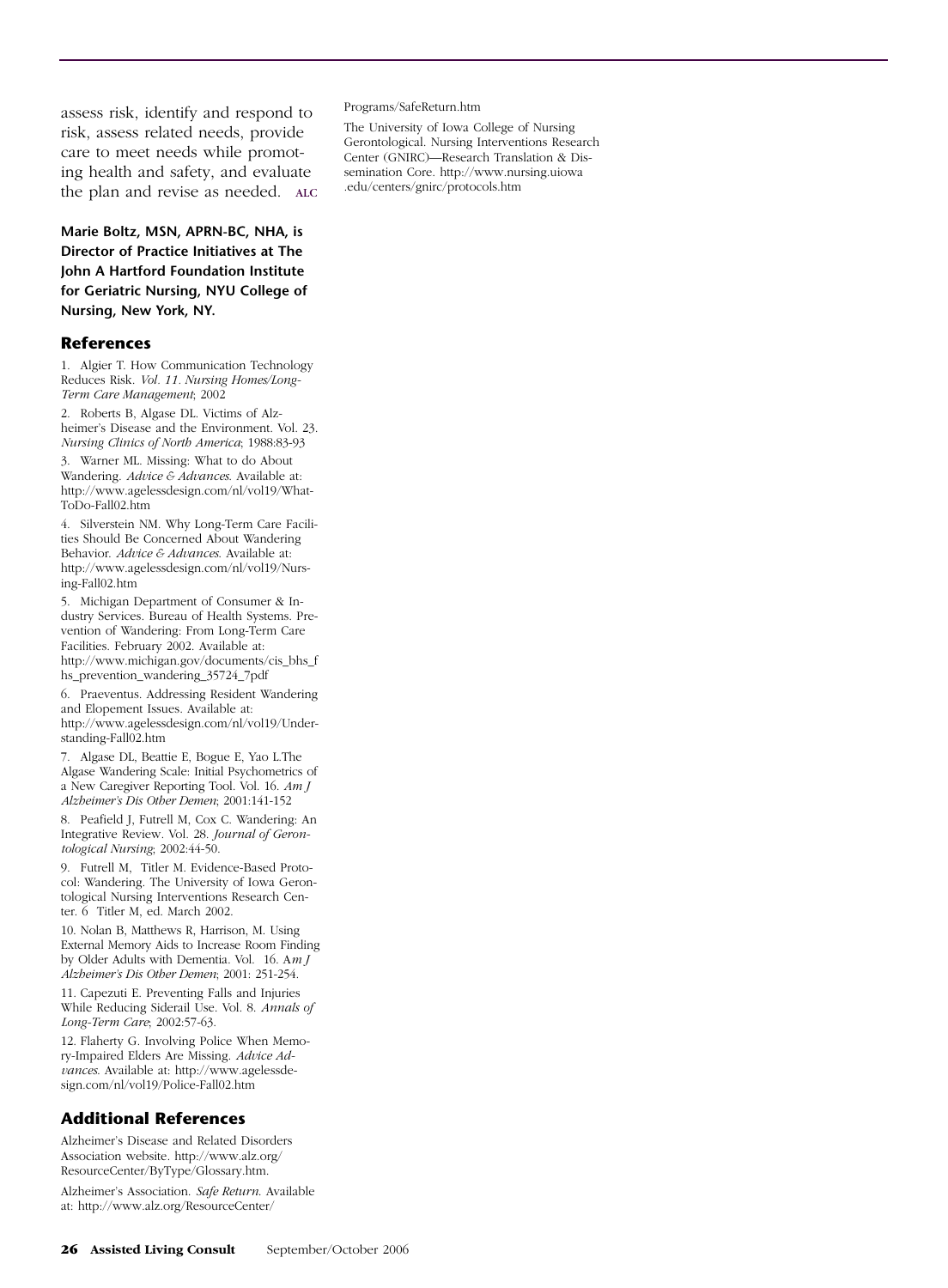assess risk, identify and respond to risk, assess related needs, provide care to meet needs while promoting health and safety, and evaluate the plan and revise as needed. ALC

**Marie Boltz, MSN, APRN-BC, NHA, is Director of Practice Initiatives at The John A Hartford Foundation Institute for Geriatric Nursing, NYU College of Nursing, New York, NY.**

## References

1. Algier T. How Communication Technology Reduces Risk. *Vol. 11. Nursing Homes/Long-Term Care Management*; 2002

2. Roberts B, Algase DL. Victims of Alzheimer's Disease and the Environment. Vol. 23. *Nursing Clinics of North America*; 1988:83-93

3. Warner ML. Missing: What to do About Wandering. *Advice & Advances*. Available at: http://www.agelessdesign.com/nl/vol19/WhatToDo-Fall02.htm

4. Silverstein NM. Why Long-Term Care Facilities Should Be Concerned About Wandering Behavior. *Advice & Advances*. Available at: http://www.agelessdesign.com/nl/vol19/Nursing-Fall02.htm

5. Michigan Department of Consumer & Industry Services. Bureau of Health Systems. Prevention of Wandering: From Long-Term Care Facilities. February 2002. Available at: http://www.michigan.gov/documents/cis_bhs_fhs_prevention_wandering_35724_7pdf

6. Praeventus. Addressing Resident Wandering and Elopement Issues. Available at: http://www.agelessdesign.com/nl/vol19/Understanding-Fall02.htm

7. Algase DL, Beattie E, Bogue E, Yao L.The Algase Wandering Scale: Initial Psychometrics of a New Caregiver Reporting Tool. Vol. 16. *Am J Alzheimer's Dis Other Demen*; 2001:141-152

8. Peafield J, Futrell M, Cox C. Wandering: An Integrative Review. Vol. 28. *Journal of Gerontological Nursing*; 2002:44-50.

9. Futrell M, Titler M. Evidence-Based Protocol: Wandering. The University of Iowa Gerontological Nursing Interventions Research Center. 6 Titler M, ed. March 2002.

10. Nolan B, Matthews R, Harrison, M. Using External Memory Aids to Increase Room Finding by Older Adults with Dementia. Vol. 16. *Am J Alzheimer's Dis Other Demen*; 2001: 251-254.

11. Capezuti E. Preventing Falls and Injuries While Reducing Siderail Use. Vol. 8. *Annals of Long-Term Care*; 2002:57-63.

12. Flaherty G. Involving Police When Memory-Impaired Elders Are Missing. *Advice Advances*. Available at: http://www.agelessdesign.com/nl/vol19/Police-Fall02.htm

## Additional References

Alzheimer's Disease and Related Disorders Association website. http://www.alz.org/ResourceCenter/ByType/Glossary.htm.

Alzheimer's Association. *Safe Return.* Available at: http://www.alz.org/ResourceCenter/Programs/SafeReturn.htm

The University of Iowa College of Nursing Gerontological. Nursing Interventions Research Center (GNIRC)—Research Translation & Dissemination Core. http://www.nursing.uiowa.edu/centers/gnirc/protocols.htm